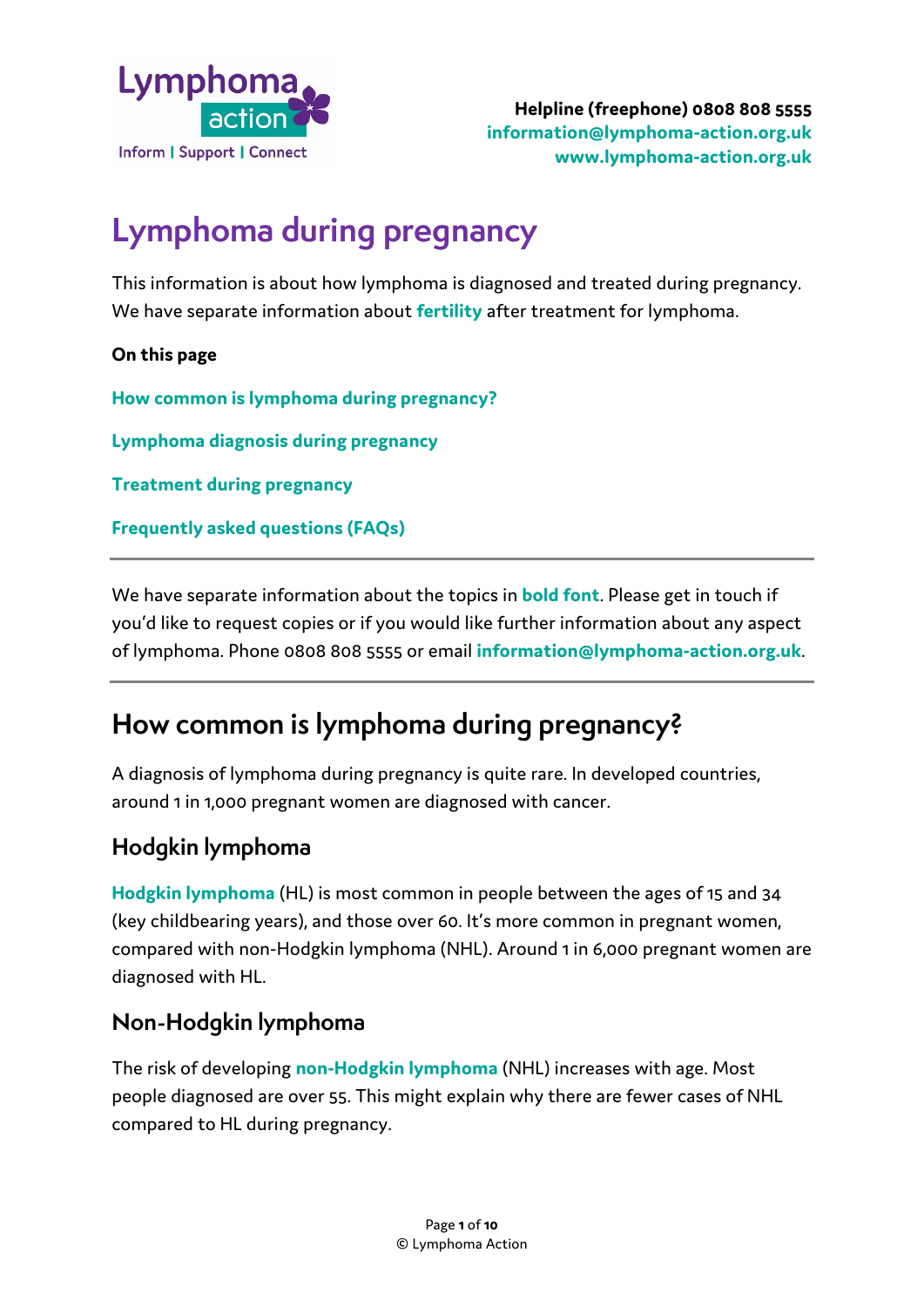Lymphoma action
Inform | Support | Connect

**Helpline (freephone) 0808 808 5555**
**information@lymphoma-action.org.uk**
**www.lymphoma-action.org.uk**

# Lymphoma during pregnancy

This information is about how lymphoma is diagnosed and treated during pregnancy. We have separate information about **fertility** after treatment for lymphoma.

**On this page**

**How common is lymphoma during pregnancy?**

**Lymphoma diagnosis during pregnancy**

**Treatment during pregnancy**

**Frequently asked questions (FAQs)**

---

We have separate information about the topics in **bold font**. Please get in touch if you'd like to request copies or if you would like further information about any aspect of lymphoma. Phone 0808 808 5555 or email **information@lymphoma-action.org.uk**.

---

## How common is lymphoma during pregnancy?

A diagnosis of lymphoma during pregnancy is quite rare. In developed countries, around 1 in 1,000 pregnant women are diagnosed with cancer.

### Hodgkin lymphoma

**Hodgkin lymphoma** (HL) is most common in people between the ages of 15 and 34 (key childbearing years), and those over 60. It's more common in pregnant women, compared with non-Hodgkin lymphoma (NHL). Around 1 in 6,000 pregnant women are diagnosed with HL.

### Non-Hodgkin lymphoma

The risk of developing **non-Hodgkin lymphoma** (NHL) increases with age. Most people diagnosed are over 55. This might explain why there are fewer cases of NHL compared to HL during pregnancy.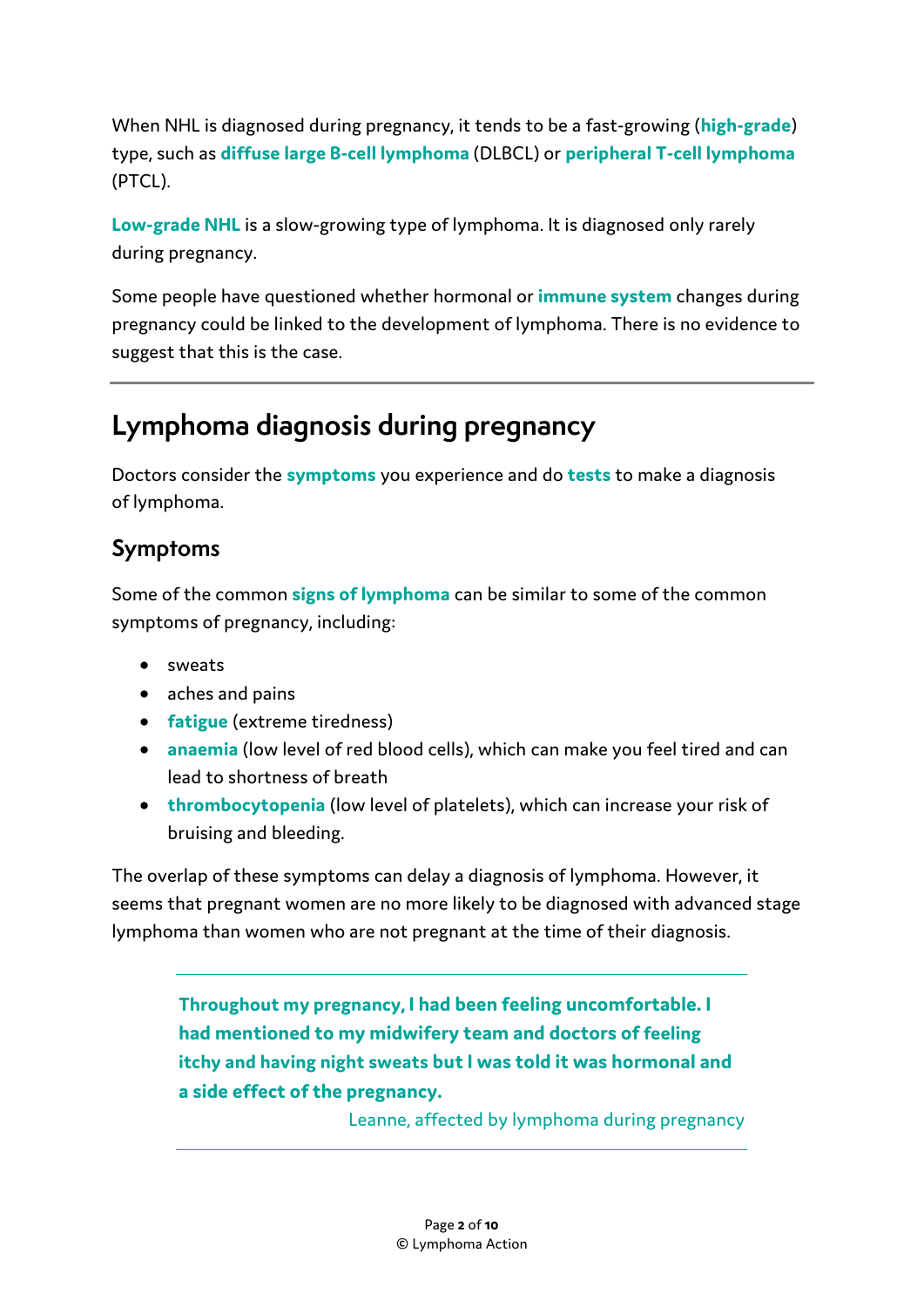When NHL is diagnosed during pregnancy, it tends to be a fast-growing (**high-grade**) type, such as **diffuse large B-cell lymphoma** (DLBCL) or **peripheral T-cell lymphoma** (PTCL).

**Low-grade NHL** is a slow-growing type of lymphoma. It is diagnosed only rarely during pregnancy.

Some people have questioned whether hormonal or **immune system** changes during pregnancy could be linked to the development of lymphoma. There is no evidence to suggest that this is the case.

---

# Lymphoma diagnosis during pregnancy

Doctors consider the **symptoms** you experience and do **tests** to make a diagnosis of lymphoma.

## Symptoms

Some of the common **signs of lymphoma** can be similar to some of the common symptoms of pregnancy, including:

- sweats
- aches and pains
- **fatigue** (extreme tiredness)
- **anaemia** (low level of red blood cells), which can make you feel tired and can lead to shortness of breath
- **thrombocytopenia** (low level of platelets), which can increase your risk of bruising and bleeding.

The overlap of these symptoms can delay a diagnosis of lymphoma. However, it seems that pregnant women are no more likely to be diagnosed with advanced stage lymphoma than women who are not pregnant at the time of their diagnosis.

> **Throughout my pregnancy, I had been feeling uncomfortable. I had mentioned to my midwifery team and doctors of feeling itchy and having night sweats but I was told it was hormonal and a side effect of the pregnancy.**
>
> Leanne, affected by lymphoma during pregnancy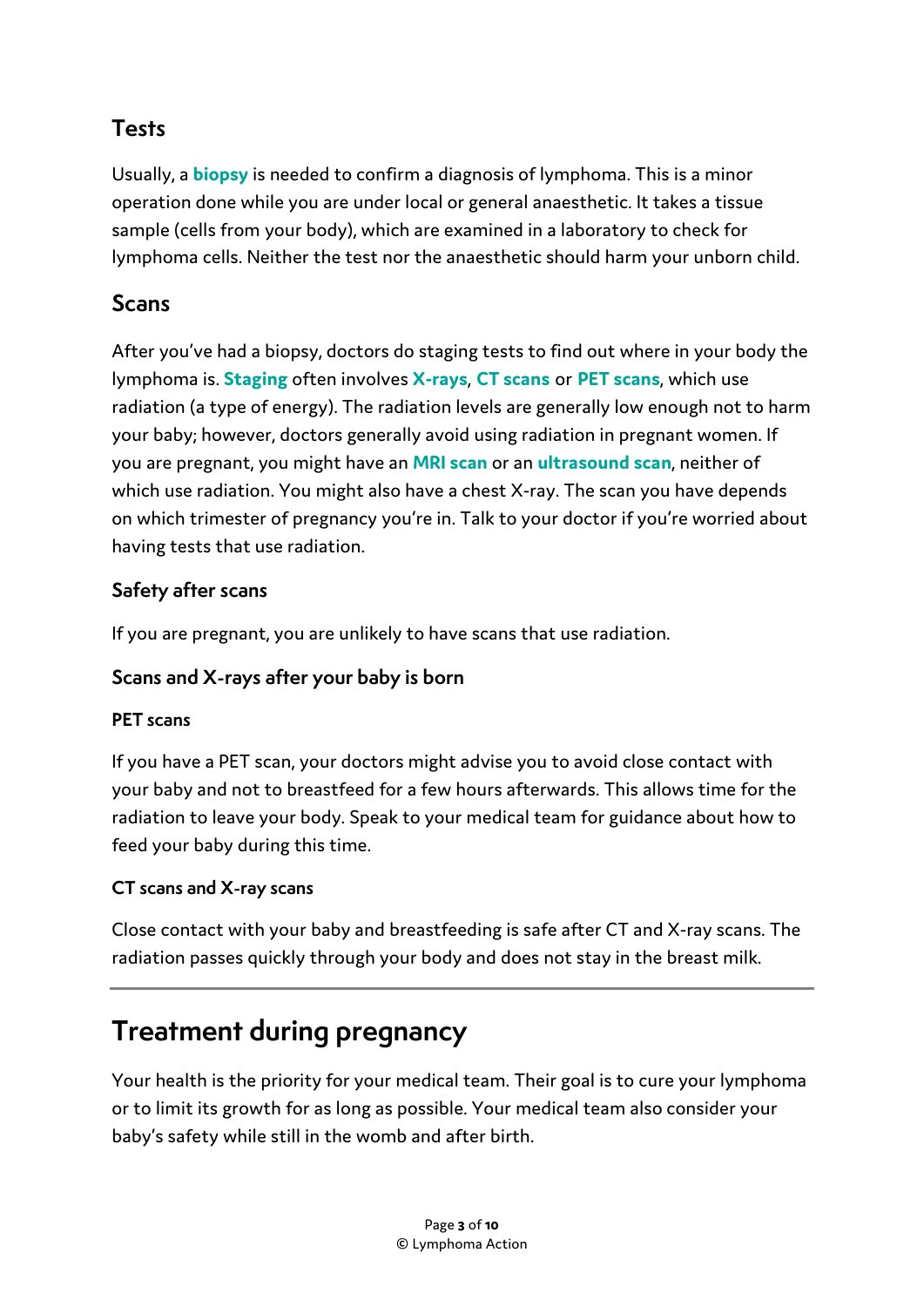## Tests

Usually, a **biopsy** is needed to confirm a diagnosis of lymphoma. This is a minor operation done while you are under local or general anaesthetic. It takes a tissue sample (cells from your body), which are examined in a laboratory to check for lymphoma cells. Neither the test nor the anaesthetic should harm your unborn child.

## Scans

After you've had a biopsy, doctors do staging tests to find out where in your body the lymphoma is. **Staging** often involves **X-rays**, **CT scans** or **PET scans**, which use radiation (a type of energy). The radiation levels are generally low enough not to harm your baby; however, doctors generally avoid using radiation in pregnant women. If you are pregnant, you might have an **MRI scan** or an **ultrasound scan**, neither of which use radiation. You might also have a chest X-ray. The scan you have depends on which trimester of pregnancy you're in. Talk to your doctor if you're worried about having tests that use radiation.

### Safety after scans

If you are pregnant, you are unlikely to have scans that use radiation.

### Scans and X-rays after your baby is born

#### PET scans

If you have a PET scan, your doctors might advise you to avoid close contact with your baby and not to breastfeed for a few hours afterwards. This allows time for the radiation to leave your body. Speak to your medical team for guidance about how to feed your baby during this time.

#### CT scans and X-ray scans

Close contact with your baby and breastfeeding is safe after CT and X-ray scans. The radiation passes quickly through your body and does not stay in the breast milk.

---

# Treatment during pregnancy

Your health is the priority for your medical team. Their goal is to cure your lymphoma or to limit its growth for as long as possible. Your medical team also consider your baby's safety while still in the womb and after birth.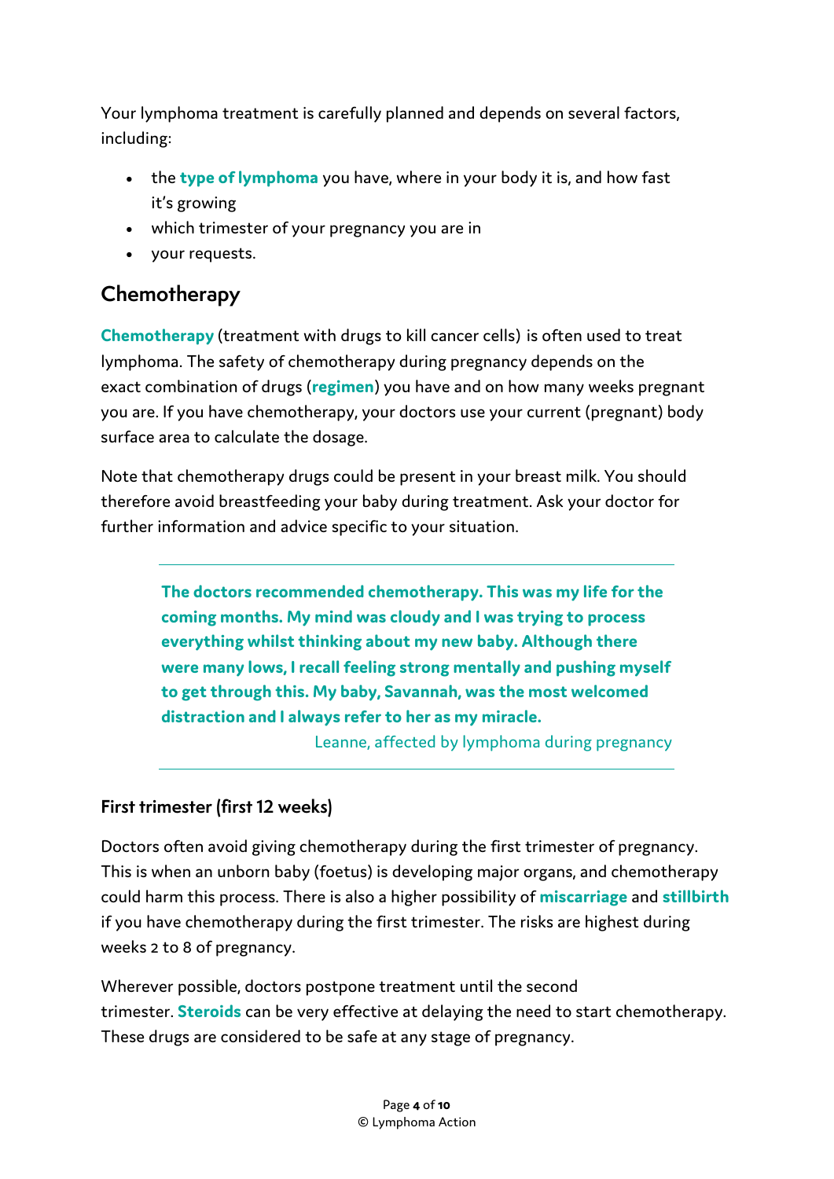Your lymphoma treatment is carefully planned and depends on several factors, including:

- the **type of lymphoma** you have, where in your body it is, and how fast it's growing
- which trimester of your pregnancy you are in
- your requests.

## Chemotherapy

**Chemotherapy** (treatment with drugs to kill cancer cells) is often used to treat lymphoma. The safety of chemotherapy during pregnancy depends on the exact combination of drugs (**regimen**) you have and on how many weeks pregnant you are. If you have chemotherapy, your doctors use your current (pregnant) body surface area to calculate the dosage.

Note that chemotherapy drugs could be present in your breast milk. You should therefore avoid breastfeeding your baby during treatment. Ask your doctor for further information and advice specific to your situation.

> **The doctors recommended chemotherapy. This was my life for the coming months. My mind was cloudy and I was trying to process everything whilst thinking about my new baby. Although there were many lows, I recall feeling strong mentally and pushing myself to get through this. My baby, Savannah, was the most welcomed distraction and I always refer to her as my miracle.**
>
> Leanne, affected by lymphoma during pregnancy

### First trimester (first 12 weeks)

Doctors often avoid giving chemotherapy during the first trimester of pregnancy. This is when an unborn baby (foetus) is developing major organs, and chemotherapy could harm this process. There is also a higher possibility of **miscarriage** and **stillbirth** if you have chemotherapy during the first trimester. The risks are highest during weeks 2 to 8 of pregnancy.

Wherever possible, doctors postpone treatment until the second trimester. **Steroids** can be very effective at delaying the need to start chemotherapy. These drugs are considered to be safe at any stage of pregnancy.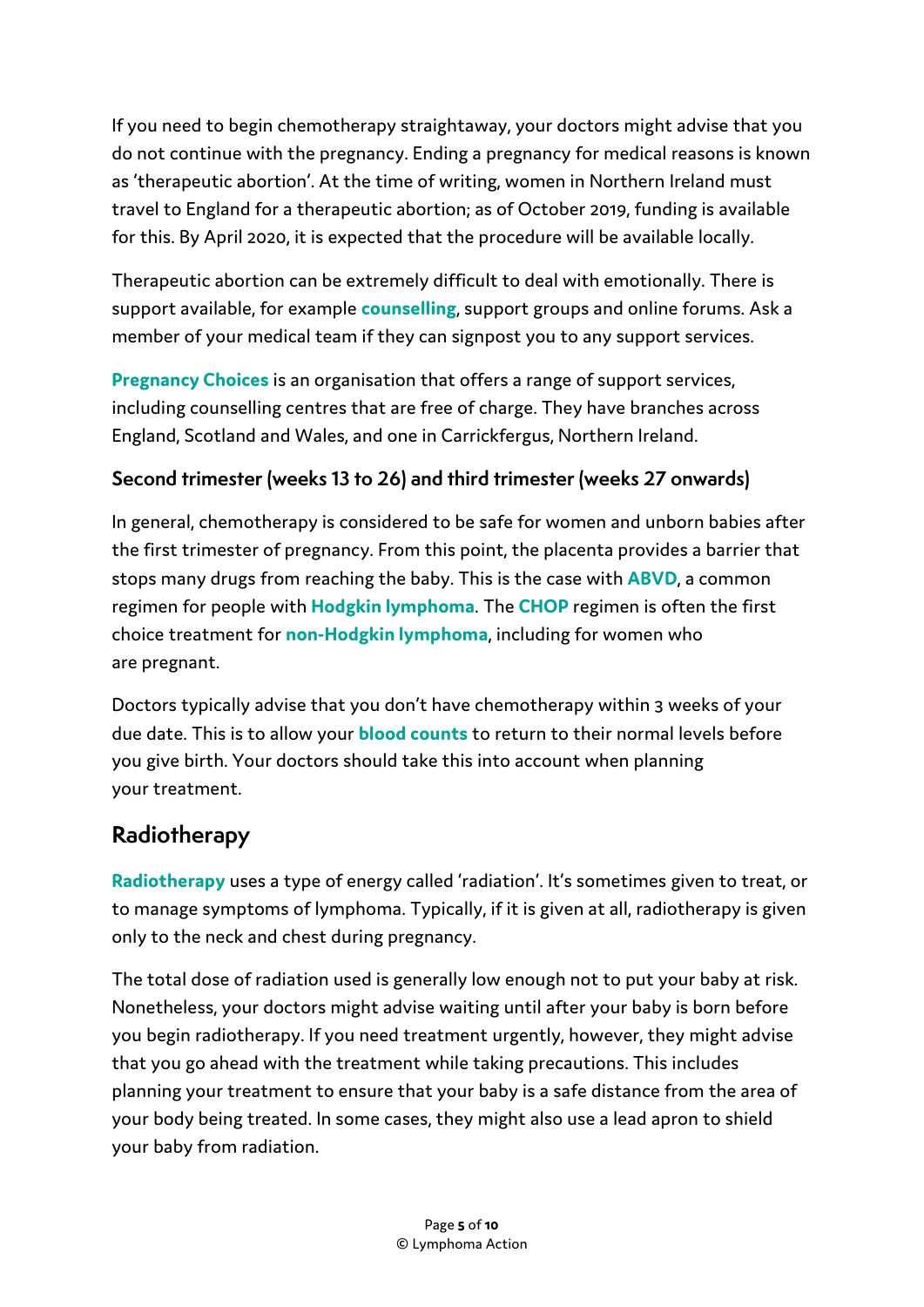If you need to begin chemotherapy straightaway, your doctors might advise that you do not continue with the pregnancy. Ending a pregnancy for medical reasons is known as 'therapeutic abortion'. At the time of writing, women in Northern Ireland must travel to England for a therapeutic abortion; as of October 2019, funding is available for this. By April 2020, it is expected that the procedure will be available locally.

Therapeutic abortion can be extremely difficult to deal with emotionally. There is support available, for example **counselling**, support groups and online forums. Ask a member of your medical team if they can signpost you to any support services.

**Pregnancy Choices** is an organisation that offers a range of support services, including counselling centres that are free of charge. They have branches across England, Scotland and Wales, and one in Carrickfergus, Northern Ireland.

### Second trimester (weeks 13 to 26) and third trimester (weeks 27 onwards)

In general, chemotherapy is considered to be safe for women and unborn babies after the first trimester of pregnancy. From this point, the placenta provides a barrier that stops many drugs from reaching the baby. This is the case with **ABVD**, a common regimen for people with **Hodgkin lymphoma**. The **CHOP** regimen is often the first choice treatment for **non-Hodgkin lymphoma**, including for women who are pregnant.

Doctors typically advise that you don't have chemotherapy within 3 weeks of your due date. This is to allow your **blood counts** to return to their normal levels before you give birth. Your doctors should take this into account when planning your treatment.

## Radiotherapy

**Radiotherapy** uses a type of energy called 'radiation'. It's sometimes given to treat, or to manage symptoms of lymphoma. Typically, if it is given at all, radiotherapy is given only to the neck and chest during pregnancy.

The total dose of radiation used is generally low enough not to put your baby at risk. Nonetheless, your doctors might advise waiting until after your baby is born before you begin radiotherapy. If you need treatment urgently, however, they might advise that you go ahead with the treatment while taking precautions. This includes planning your treatment to ensure that your baby is a safe distance from the area of your body being treated. In some cases, they might also use a lead apron to shield your baby from radiation.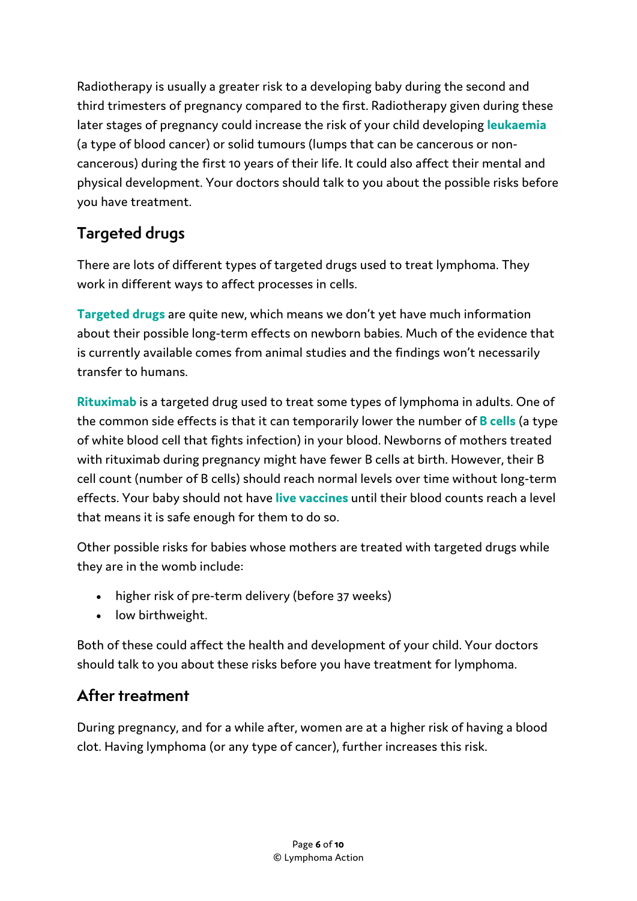Radiotherapy is usually a greater risk to a developing baby during the second and third trimesters of pregnancy compared to the first. Radiotherapy given during these later stages of pregnancy could increase the risk of your child developing **leukaemia** (a type of blood cancer) or solid tumours (lumps that can be cancerous or non-cancerous) during the first 10 years of their life. It could also affect their mental and physical development. Your doctors should talk to you about the possible risks before you have treatment.

## Targeted drugs

There are lots of different types of targeted drugs used to treat lymphoma. They work in different ways to affect processes in cells.

**Targeted drugs** are quite new, which means we don't yet have much information about their possible long-term effects on newborn babies. Much of the evidence that is currently available comes from animal studies and the findings won't necessarily transfer to humans.

**Rituximab** is a targeted drug used to treat some types of lymphoma in adults. One of the common side effects is that it can temporarily lower the number of **B cells** (a type of white blood cell that fights infection) in your blood. Newborns of mothers treated with rituximab during pregnancy might have fewer B cells at birth. However, their B cell count (number of B cells) should reach normal levels over time without long-term effects. Your baby should not have **live vaccines** until their blood counts reach a level that means it is safe enough for them to do so.

Other possible risks for babies whose mothers are treated with targeted drugs while they are in the womb include:

- higher risk of pre-term delivery (before 37 weeks)
- low birthweight.

Both of these could affect the health and development of your child. Your doctors should talk to you about these risks before you have treatment for lymphoma.

## After treatment

During pregnancy, and for a while after, women are at a higher risk of having a blood clot. Having lymphoma (or any type of cancer), further increases this risk.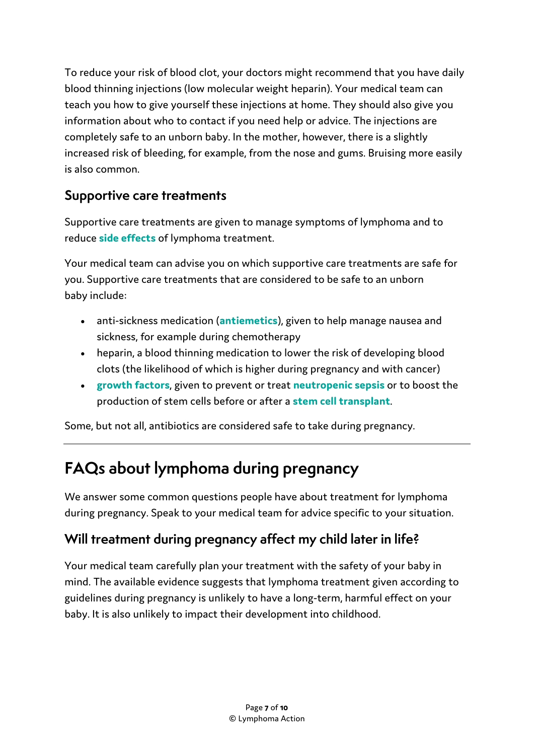To reduce your risk of blood clot, your doctors might recommend that you have daily blood thinning injections (low molecular weight heparin). Your medical team can teach you how to give yourself these injections at home. They should also give you information about who to contact if you need help or advice. The injections are completely safe to an unborn baby. In the mother, however, there is a slightly increased risk of bleeding, for example, from the nose and gums. Bruising more easily is also common.

### Supportive care treatments

Supportive care treatments are given to manage symptoms of lymphoma and to reduce **side effects** of lymphoma treatment.

Your medical team can advise you on which supportive care treatments are safe for you. Supportive care treatments that are considered to be safe to an unborn baby include:

- anti-sickness medication (**antiemetics**), given to help manage nausea and sickness, for example during chemotherapy
- heparin, a blood thinning medication to lower the risk of developing blood clots (the likelihood of which is higher during pregnancy and with cancer)
- **growth factors**, given to prevent or treat **neutropenic sepsis** or to boost the production of stem cells before or after a **stem cell transplant**.

Some, but not all, antibiotics are considered safe to take during pregnancy.

---

## FAQs about lymphoma during pregnancy

We answer some common questions people have about treatment for lymphoma during pregnancy. Speak to your medical team for advice specific to your situation.

### Will treatment during pregnancy affect my child later in life?

Your medical team carefully plan your treatment with the safety of your baby in mind. The available evidence suggests that lymphoma treatment given according to guidelines during pregnancy is unlikely to have a long-term, harmful effect on your baby. It is also unlikely to impact their development into childhood.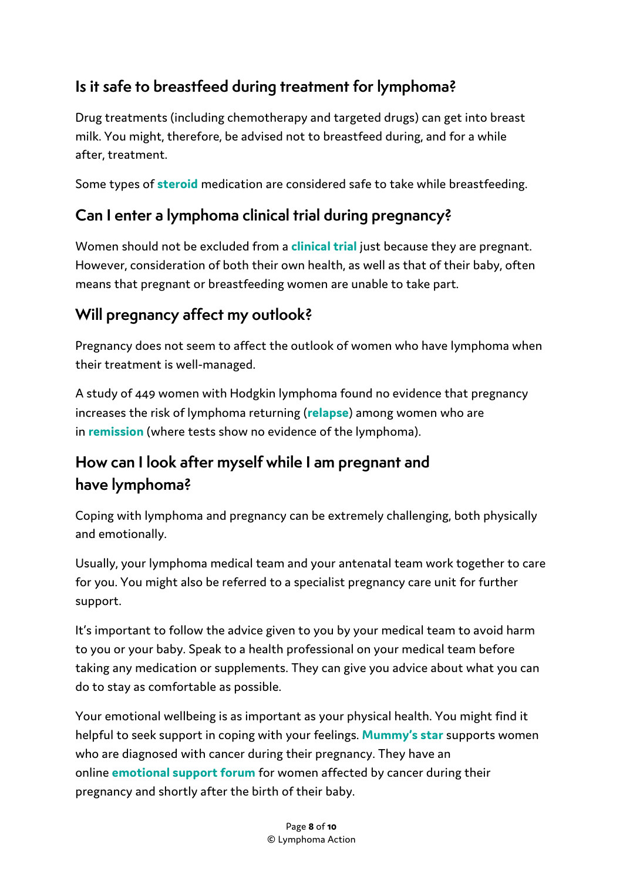## Is it safe to breastfeed during treatment for lymphoma?

Drug treatments (including chemotherapy and targeted drugs) can get into breast milk. You might, therefore, be advised not to breastfeed during, and for a while after, treatment.

Some types of **steroid** medication are considered safe to take while breastfeeding.

## Can I enter a lymphoma clinical trial during pregnancy?

Women should not be excluded from a **clinical trial** just because they are pregnant. However, consideration of both their own health, as well as that of their baby, often means that pregnant or breastfeeding women are unable to take part.

## Will pregnancy affect my outlook?

Pregnancy does not seem to affect the outlook of women who have lymphoma when their treatment is well-managed.

A study of 449 women with Hodgkin lymphoma found no evidence that pregnancy increases the risk of lymphoma returning (**relapse**) among women who are in **remission** (where tests show no evidence of the lymphoma).

## How can I look after myself while I am pregnant and have lymphoma?

Coping with lymphoma and pregnancy can be extremely challenging, both physically and emotionally.

Usually, your lymphoma medical team and your antenatal team work together to care for you. You might also be referred to a specialist pregnancy care unit for further support.

It's important to follow the advice given to you by your medical team to avoid harm to you or your baby. Speak to a health professional on your medical team before taking any medication or supplements. They can give you advice about what you can do to stay as comfortable as possible.

Your emotional wellbeing is as important as your physical health. You might find it helpful to seek support in coping with your feelings. **Mummy's star** supports women who are diagnosed with cancer during their pregnancy. They have an online **emotional support forum** for women affected by cancer during their pregnancy and shortly after the birth of their baby.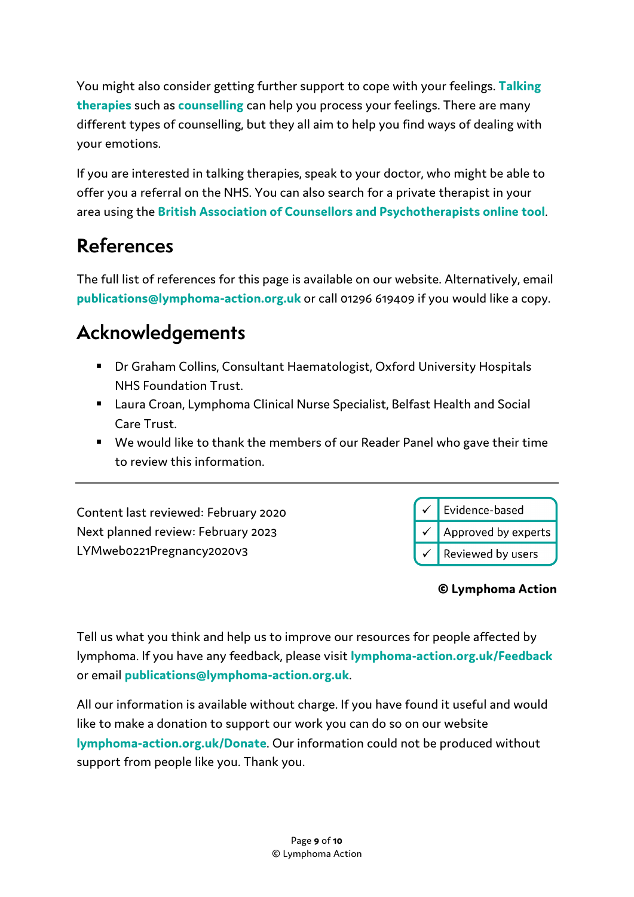You might also consider getting further support to cope with your feelings. **Talking therapies** such as **counselling** can help you process your feelings. There are many different types of counselling, but they all aim to help you find ways of dealing with your emotions.

If you are interested in talking therapies, speak to your doctor, who might be able to offer you a referral on the NHS. You can also search for a private therapist in your area using the **British Association of Counsellors and Psychotherapists online tool**.

## References

The full list of references for this page is available on our website. Alternatively, email **publications@lymphoma-action.org.uk** or call 01296 619409 if you would like a copy.

## Acknowledgements

- Dr Graham Collins, Consultant Haematologist, Oxford University Hospitals NHS Foundation Trust.
- Laura Croan, Lymphoma Clinical Nurse Specialist, Belfast Health and Social Care Trust.
- We would like to thank the members of our Reader Panel who gave their time to review this information.

---

Content last reviewed: February 2020
Next planned review: February 2023
LYMweb0221Pregnancy2020v3

| ✓ | Evidence-based |
|---|---|
| ✓ | Approved by experts |
| ✓ | Reviewed by users |

**© Lymphoma Action**

Tell us what you think and help us to improve our resources for people affected by lymphoma. If you have any feedback, please visit **lymphoma-action.org.uk/Feedback** or email **publications@lymphoma-action.org.uk**.

All our information is available without charge. If you have found it useful and would like to make a donation to support our work you can do so on our website **lymphoma-action.org.uk/Donate**. Our information could not be produced without support from people like you. Thank you.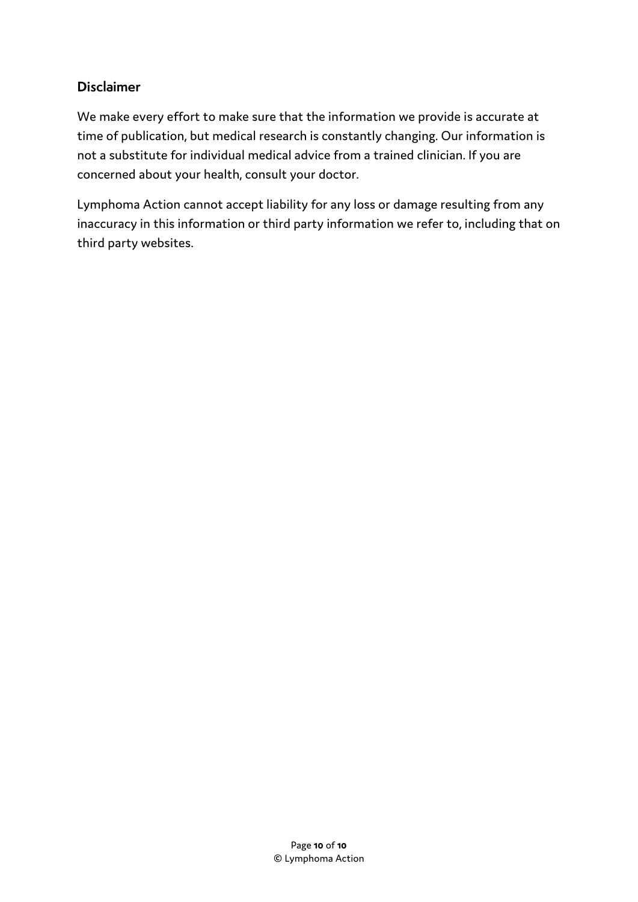## Disclaimer

We make every effort to make sure that the information we provide is accurate at time of publication, but medical research is constantly changing. Our information is not a substitute for individual medical advice from a trained clinician. If you are concerned about your health, consult your doctor.

Lymphoma Action cannot accept liability for any loss or damage resulting from any inaccuracy in this information or third party information we refer to, including that on third party websites.